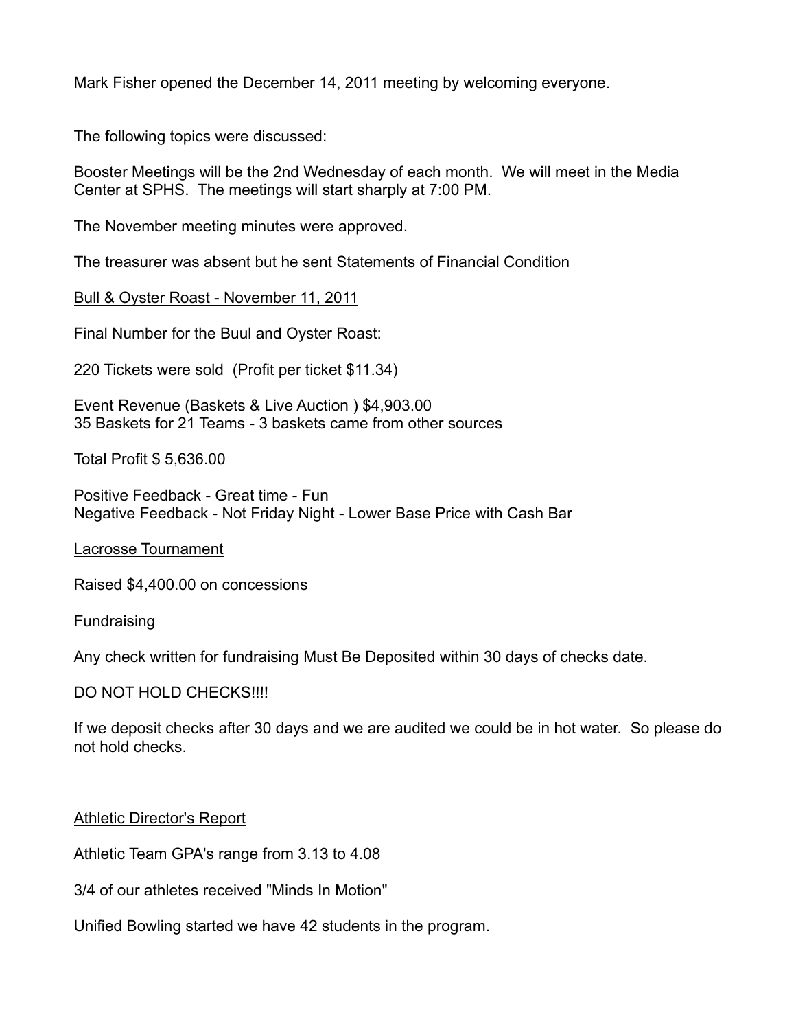Mark Fisher opened the December 14, 2011 meeting by welcoming everyone.

The following topics were discussed:

Booster Meetings will be the 2nd Wednesday of each month. We will meet in the Media Center at SPHS. The meetings will start sharply at 7:00 PM.

The November meeting minutes were approved.

The treasurer was absent but he sent Statements of Financial Condition

<u>Bull & Oyster Roast - November 11, 2011</u>

Final Number for the Buul and Oyster Roast:

220 Tickets were sold (Profit per ticket $11.34)

Event Revenue (Baskets & Live Auction ) $4,903.00
35 Baskets for 21 Teams - 3 baskets came from other sources

Total Profit $ 5,636.00

Positive Feedback - Great time - Fun
Negative Feedback - Not Friday Night - Lower Base Price with Cash Bar

<u>Lacrosse Tournament</u>

Raised $4,400.00 on concessions

<u>Fundraising</u>

Any check written for fundraising Must Be Deposited within 30 days of checks date.

DO NOT HOLD CHECKS!!!!

If we deposit checks after 30 days and we are audited we could be in hot water. So please do not hold checks.

<u>Athletic Director's Report</u>

Athletic Team GPA's range from 3.13 to 4.08

3/4 of our athletes received "Minds In Motion"

Unified Bowling started we have 42 students in the program.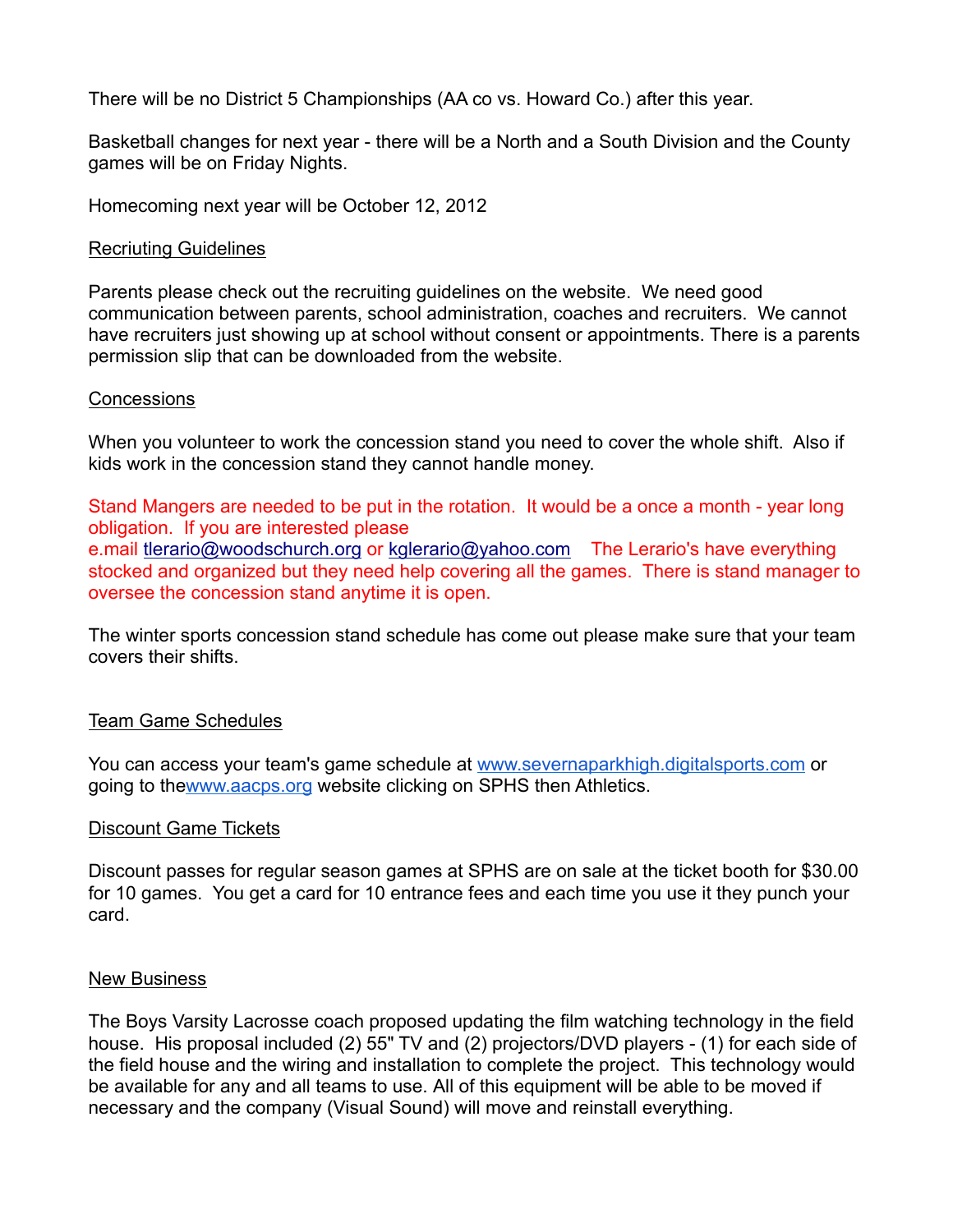There will be no District 5 Championships (AA co vs. Howard Co.) after this year.

Basketball changes for next year - there will be a North and a South Division and the County games will be on Friday Nights.

Homecoming next year will be October 12, 2012

## Recriuting Guidelines

Parents please check out the recruiting guidelines on the website. We need good communication between parents, school administration, coaches and recruiters. We cannot have recruiters just showing up at school without consent or appointments. There is a parents permission slip that can be downloaded from the website.

## Concessions

When you volunteer to work the concession stand you need to cover the whole shift. Also if kids work in the concession stand they cannot handle money.

Stand Mangers are needed to be put in the rotation. It would be a once a month - year long obligation. If you are interested please e.mail tlerario@woodschurch.org or kglerario@yahoo.com The Lerario's have everything stocked and organized but they need help covering all the games. There is stand manager to oversee the concession stand anytime it is open.

The winter sports concession stand schedule has come out please make sure that your team covers their shifts.

## Team Game Schedules

You can access your team's game schedule at www.severnaparkhigh.digitalsports.com or going to thewww.aacps.org website clicking on SPHS then Athletics.

## Discount Game Tickets

Discount passes for regular season games at SPHS are on sale at the ticket booth for $30.00 for 10 games. You get a card for 10 entrance fees and each time you use it they punch your card.

## New Business

The Boys Varsity Lacrosse coach proposed updating the film watching technology in the field house. His proposal included (2) 55" TV and (2) projectors/DVD players - (1) for each side of the field house and the wiring and installation to complete the project. This technology would be available for any and all teams to use. All of this equipment will be able to be moved if necessary and the company (Visual Sound) will move and reinstall everything.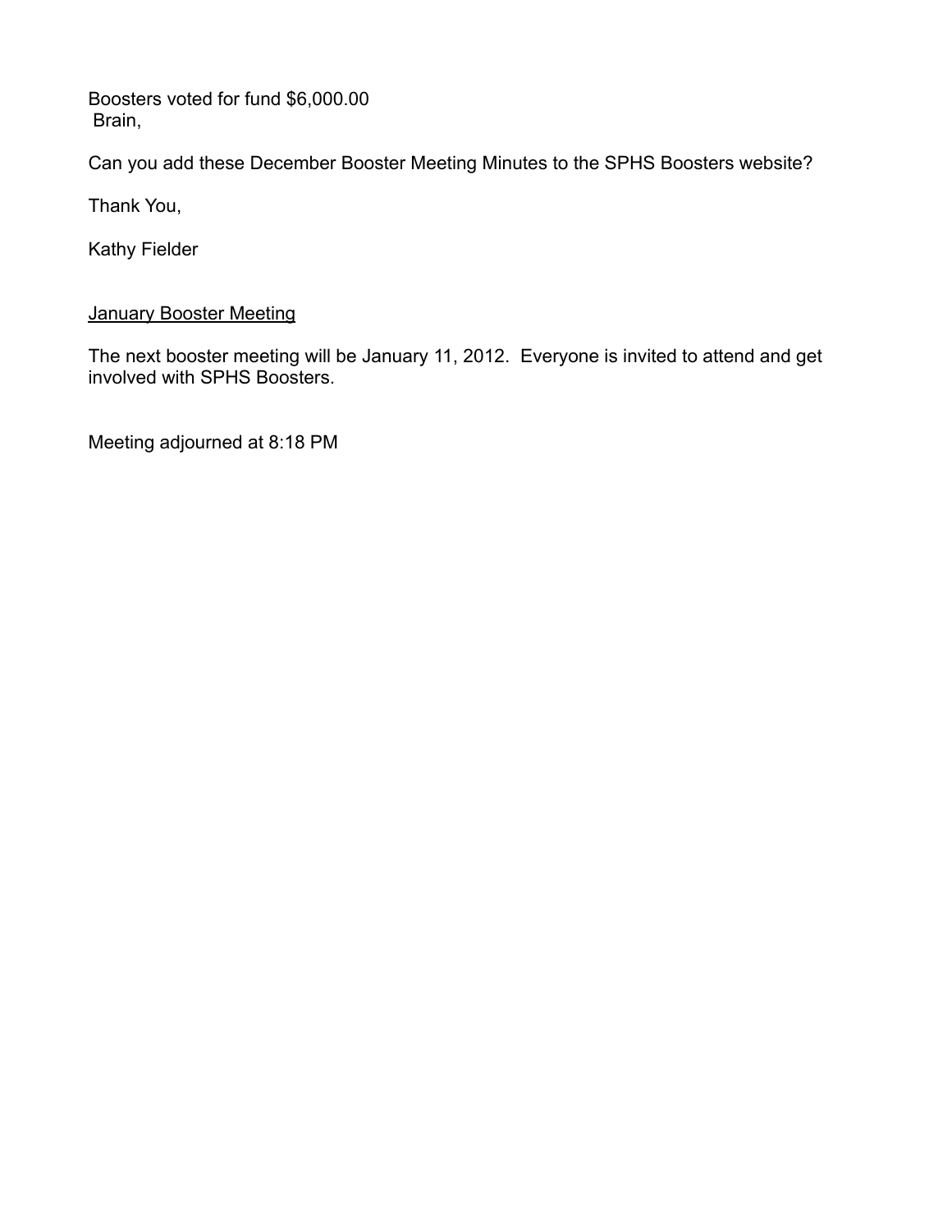Boosters voted for fund $6,000.00
Brain,

Can you add these December Booster Meeting Minutes to the SPHS Boosters website?

Thank You,

Kathy Fielder

<u>January Booster Meeting</u>

The next booster meeting will be January 11, 2012. Everyone is invited to attend and get involved with SPHS Boosters.

Meeting adjourned at 8:18 PM